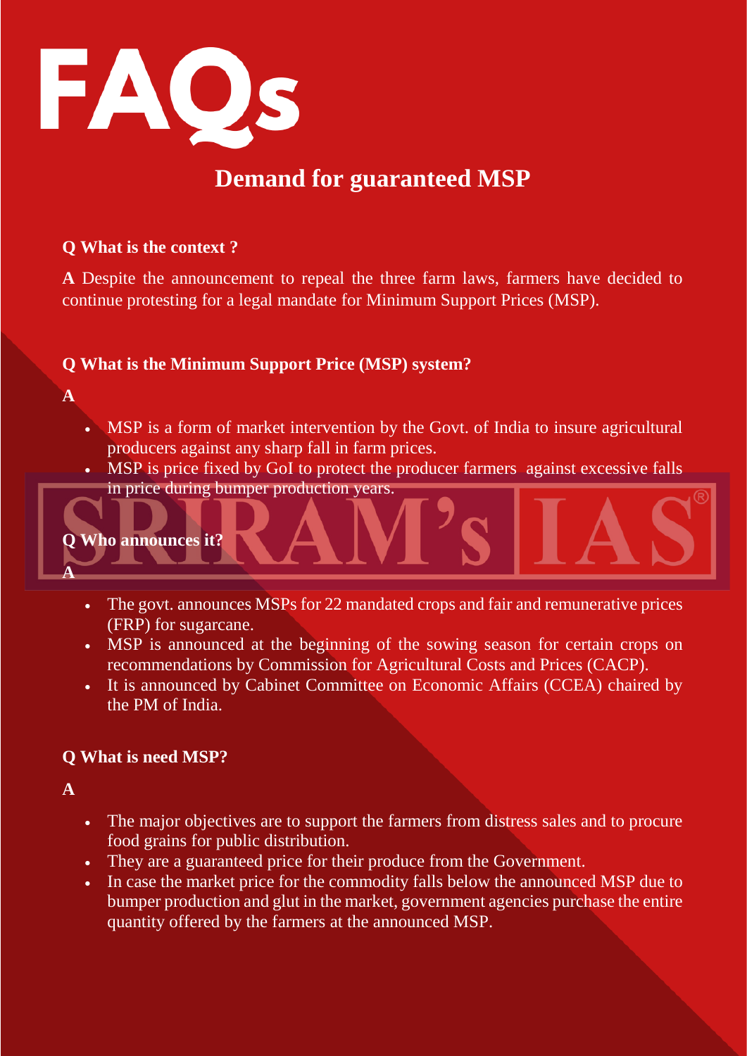# FAQs

## Demand for guaranteed MSP

**Q What is the context ?**

**A** Despite the announcement to repeal the three farm laws, farmers have decided to continue protesting for a legal mandate for Minimum Support Prices (MSP).

**Q What is the Minimum Support Price (MSP) system?**

**A**

- MSP is a form of market intervention by the Govt. of India to insure agricultural producers against any sharp fall in farm prices.
- MSP is price fixed by GoI to protect the producer farmers against excessive falls in price during bumper production years.

**Q Who announces it?**

**A**

- The govt. announces MSPs for 22 mandated crops and fair and remunerative prices (FRP) for sugarcane.
- MSP is announced at the beginning of the sowing season for certain crops on recommendations by Commission for Agricultural Costs and Prices (CACP).
- It is announced by Cabinet Committee on Economic Affairs (CCEA) chaired by the PM of India.

**Q What is need MSP?**

**A**

- The major objectives are to support the farmers from distress sales and to procure food grains for public distribution.
- They are a guaranteed price for their produce from the Government.
- In case the market price for the commodity falls below the announced MSP due to bumper production and glut in the market, government agencies purchase the entire quantity offered by the farmers at the announced MSP.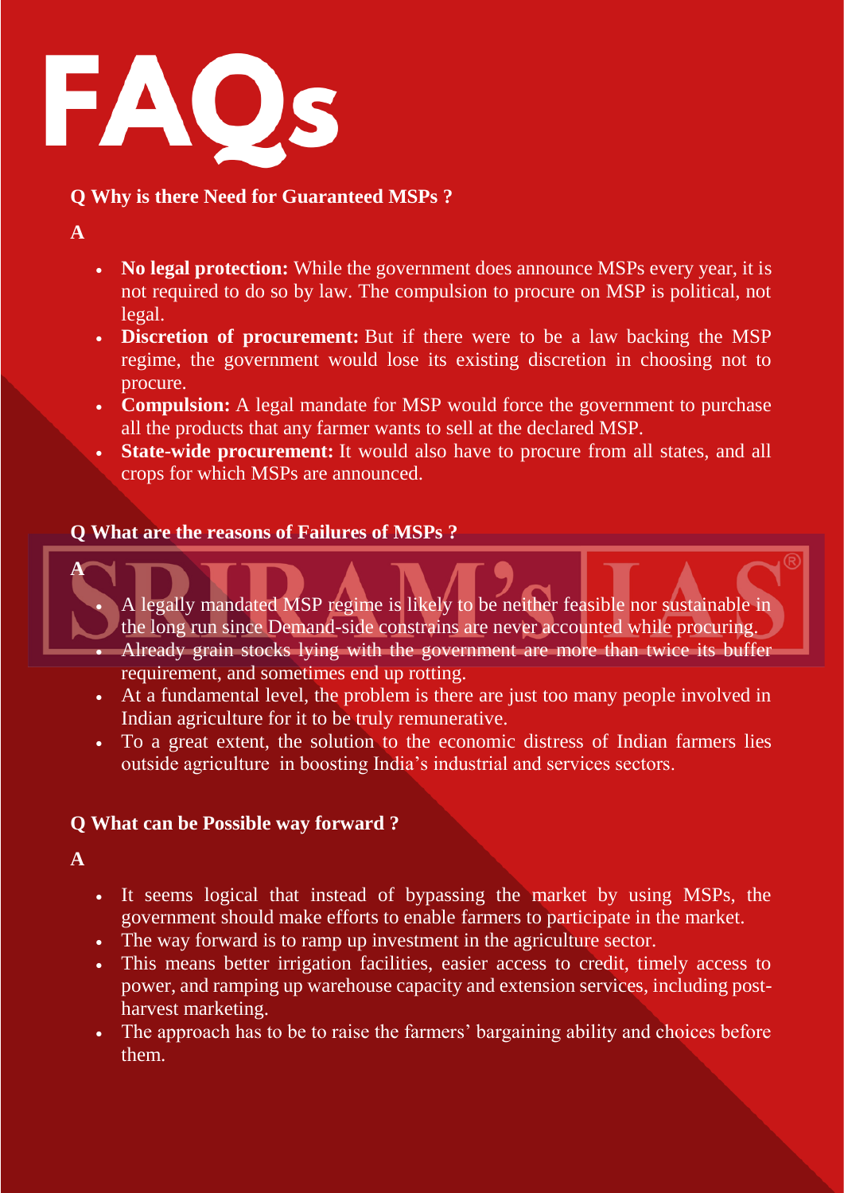# FAQs

**Q Why is there Need for Guaranteed MSPs ?**

**A**

- **No legal protection:** While the government does announce MSPs every year, it is not required to do so by law. The compulsion to procure on MSP is political, not legal.
- **Discretion of procurement:** But if there were to be a law backing the MSP regime, the government would lose its existing discretion in choosing not to procure.
- **Compulsion:** A legal mandate for MSP would force the government to purchase all the products that any farmer wants to sell at the declared MSP.
- **State-wide procurement:** It would also have to procure from all states, and all crops for which MSPs are announced.

**Q What are the reasons of Failures of MSPs ?**

**A**

- A legally mandated MSP regime is likely to be neither feasible nor sustainable in the long run since Demand-side constrains are never accounted while procuring.
- Already grain stocks lying with the government are more than twice its buffer requirement, and sometimes end up rotting.
- At a fundamental level, the problem is there are just too many people involved in Indian agriculture for it to be truly remunerative.
- To a great extent, the solution to the economic distress of Indian farmers lies outside agriculture in boosting India's industrial and services sectors.

**Q What can be Possible way forward ?**

**A**

- It seems logical that instead of bypassing the market by using MSPs, the government should make efforts to enable farmers to participate in the market.
- The way forward is to ramp up investment in the agriculture sector.
- This means better irrigation facilities, easier access to credit, timely access to power, and ramping up warehouse capacity and extension services, including post-harvest marketing.
- The approach has to be to raise the farmers' bargaining ability and choices before them.